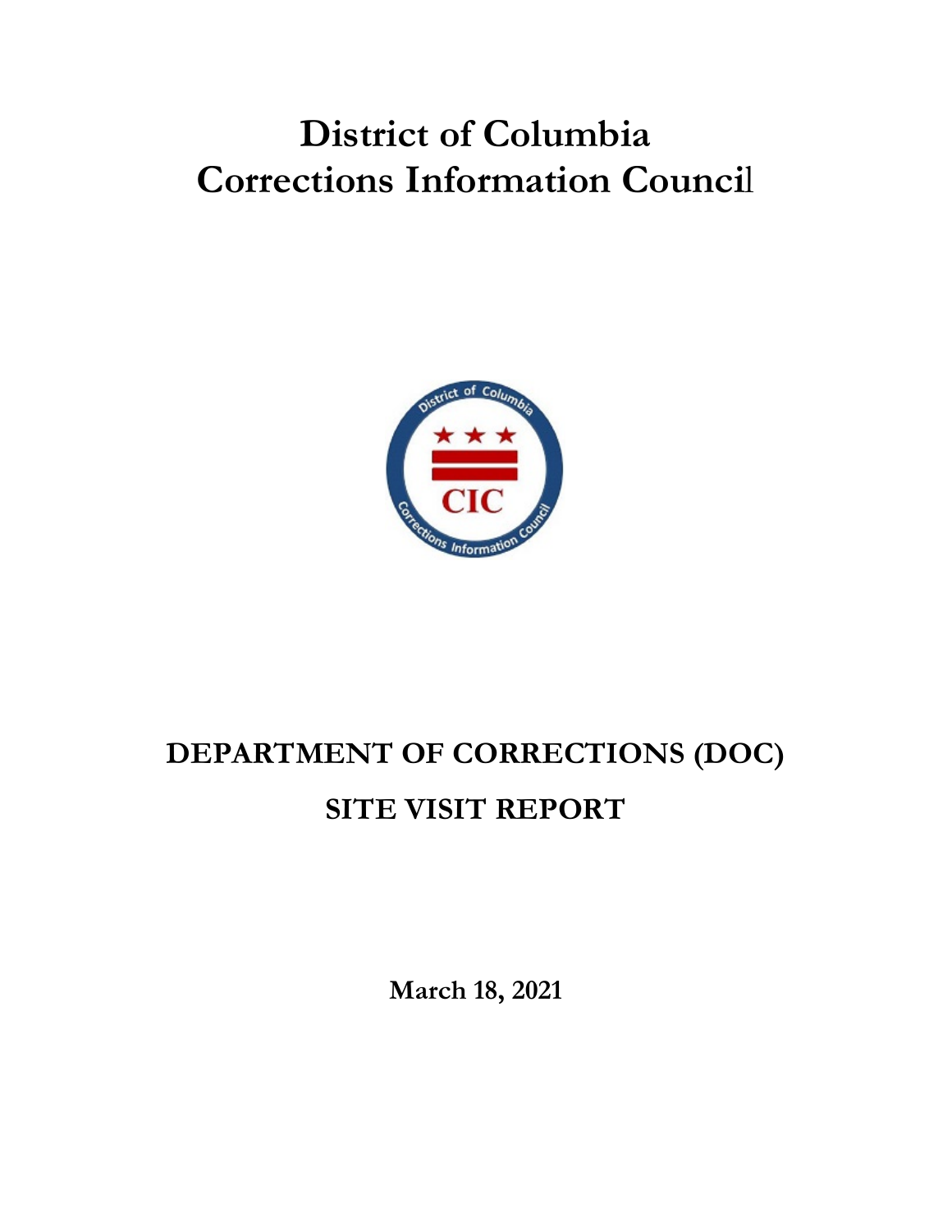# District of Columbia
# Corrections Information Council

## DEPARTMENT OF CORRECTIONS (DOC)

## SITE VISIT REPORT

**March 18, 2021**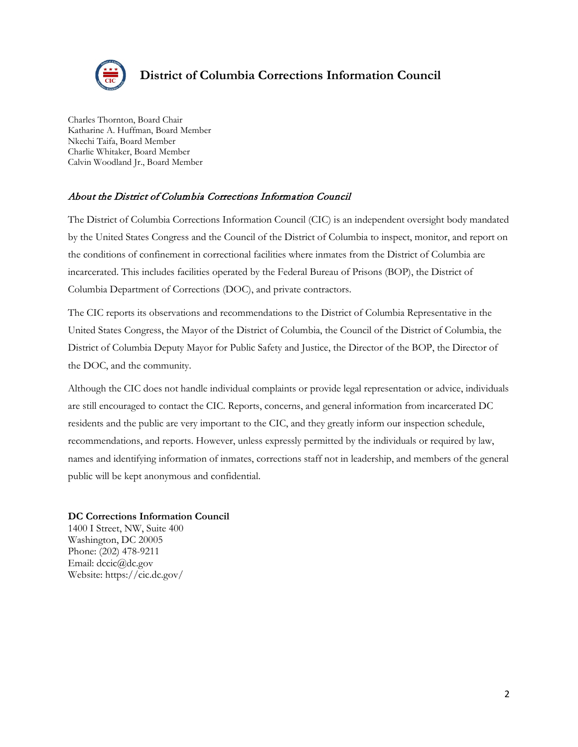# District of Columbia Corrections Information Council

Charles Thornton, Board Chair
Katharine A. Huffman, Board Member
Nkechi Taifa, Board Member
Charlie Whitaker, Board Member
Calvin Woodland Jr., Board Member

### *About the District of Columbia Corrections Information Council*

The District of Columbia Corrections Information Council (CIC) is an independent oversight body mandated by the United States Congress and the Council of the District of Columbia to inspect, monitor, and report on the conditions of confinement in correctional facilities where inmates from the District of Columbia are incarcerated. This includes facilities operated by the Federal Bureau of Prisons (BOP), the District of Columbia Department of Corrections (DOC), and private contractors.

The CIC reports its observations and recommendations to the District of Columbia Representative in the United States Congress, the Mayor of the District of Columbia, the Council of the District of Columbia, the District of Columbia Deputy Mayor for Public Safety and Justice, the Director of the BOP, the Director of the DOC, and the community.

Although the CIC does not handle individual complaints or provide legal representation or advice, individuals are still encouraged to contact the CIC. Reports, concerns, and general information from incarcerated DC residents and the public are very important to the CIC, and they greatly inform our inspection schedule, recommendations, and reports. However, unless expressly permitted by the individuals or required by law, names and identifying information of inmates, corrections staff not in leadership, and members of the general public will be kept anonymous and confidential.

**DC Corrections Information Council**
1400 I Street, NW, Suite 400
Washington, DC 20005
Phone: (202) 478-9211
Email: dccic@dc.gov
Website: https://cic.dc.gov/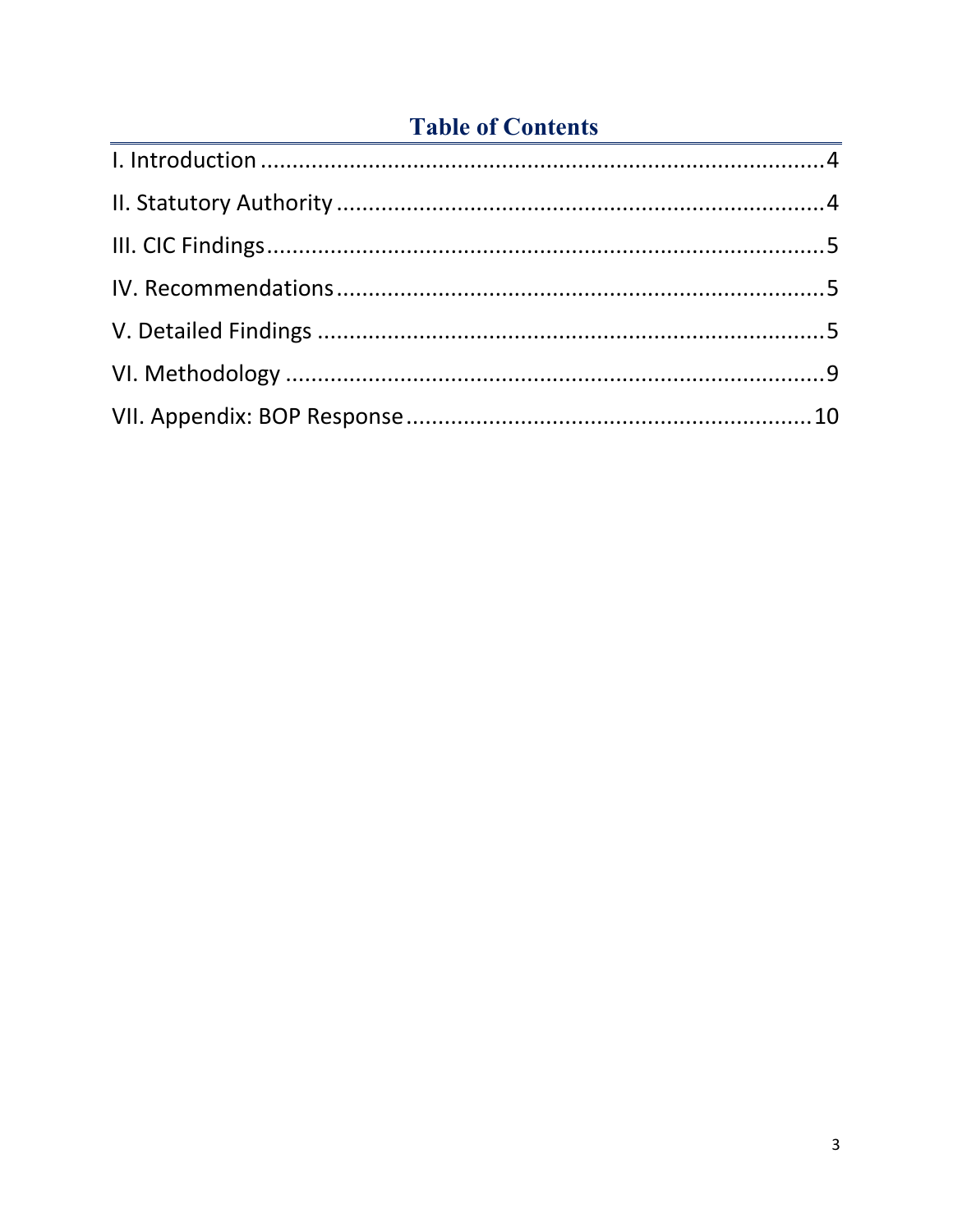# Table of Contents

I. Introduction .......................................................................................4

II. Statutory Authority ..............................................................................4

III. CIC Findings........................................................................................5

IV. Recommendations ..............................................................................5

V. Detailed Findings .................................................................................5

VI. Methodology .......................................................................................9

VII. Appendix: BOP Response .................................................................10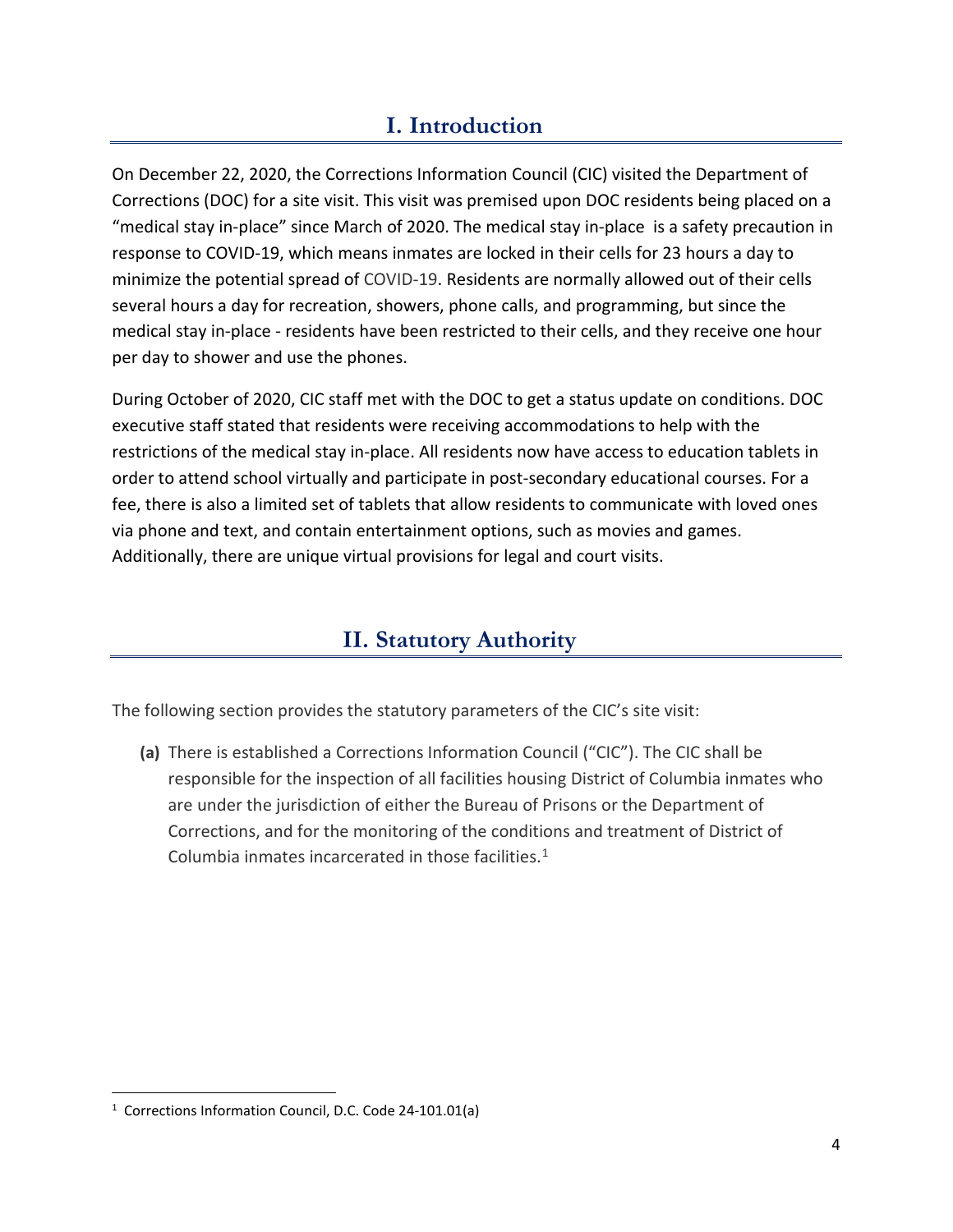# I. Introduction

On December 22, 2020, the Corrections Information Council (CIC) visited the Department of Corrections (DOC) for a site visit. This visit was premised upon DOC residents being placed on a "medical stay in-place" since March of 2020. The medical stay in-place is a safety precaution in response to COVID-19, which means inmates are locked in their cells for 23 hours a day to minimize the potential spread of COVID-19. Residents are normally allowed out of their cells several hours a day for recreation, showers, phone calls, and programming, but since the medical stay in-place - residents have been restricted to their cells, and they receive one hour per day to shower and use the phones.

During October of 2020, CIC staff met with the DOC to get a status update on conditions. DOC executive staff stated that residents were receiving accommodations to help with the restrictions of the medical stay in-place. All residents now have access to education tablets in order to attend school virtually and participate in post-secondary educational courses. For a fee, there is also a limited set of tablets that allow residents to communicate with loved ones via phone and text, and contain entertainment options, such as movies and games. Additionally, there are unique virtual provisions for legal and court visits.

# II. Statutory Authority

The following section provides the statutory parameters of the CIC's site visit:

**(a)** There is established a Corrections Information Council ("CIC"). The CIC shall be responsible for the inspection of all facilities housing District of Columbia inmates who are under the jurisdiction of either the Bureau of Prisons or the Department of Corrections, and for the monitoring of the conditions and treatment of District of Columbia inmates incarcerated in those facilities.[1]

[1] Corrections Information Council, D.C. Code 24-101.01(a)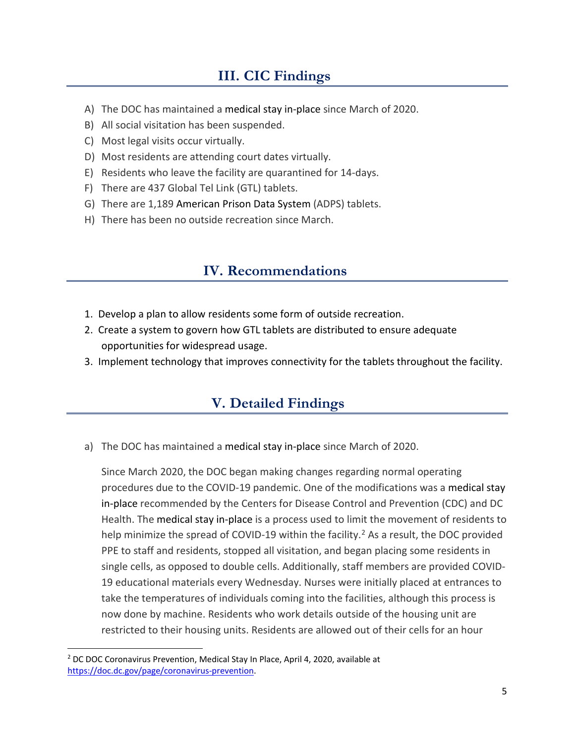## III. CIC Findings

A) The DOC has maintained a medical stay in-place since March of 2020.
B) All social visitation has been suspended.
C) Most legal visits occur virtually.
D) Most residents are attending court dates virtually.
E) Residents who leave the facility are quarantined for 14-days.
F) There are 437 Global Tel Link (GTL) tablets.
G) There are 1,189 American Prison Data System (ADPS) tablets.
H) There has been no outside recreation since March.

## IV. Recommendations

1. Develop a plan to allow residents some form of outside recreation.
2. Create a system to govern how GTL tablets are distributed to ensure adequate opportunities for widespread usage.
3. Implement technology that improves connectivity for the tablets throughout the facility.

## V. Detailed Findings

a) The DOC has maintained a medical stay in-place since March of 2020.

Since March 2020, the DOC began making changes regarding normal operating procedures due to the COVID-19 pandemic. One of the modifications was a medical stay in-place recommended by the Centers for Disease Control and Prevention (CDC) and DC Health. The medical stay in-place is a process used to limit the movement of residents to help minimize the spread of COVID-19 within the facility.[2] As a result, the DOC provided PPE to staff and residents, stopped all visitation, and began placing some residents in single cells, as opposed to double cells. Additionally, staff members are provided COVID-19 educational materials every Wednesday. Nurses were initially placed at entrances to take the temperatures of individuals coming into the facilities, although this process is now done by machine. Residents who work details outside of the housing unit are restricted to their housing units. Residents are allowed out of their cells for an hour

[2] DC DOC Coronavirus Prevention, Medical Stay In Place, April 4, 2020, available at https://doc.dc.gov/page/coronavirus-prevention.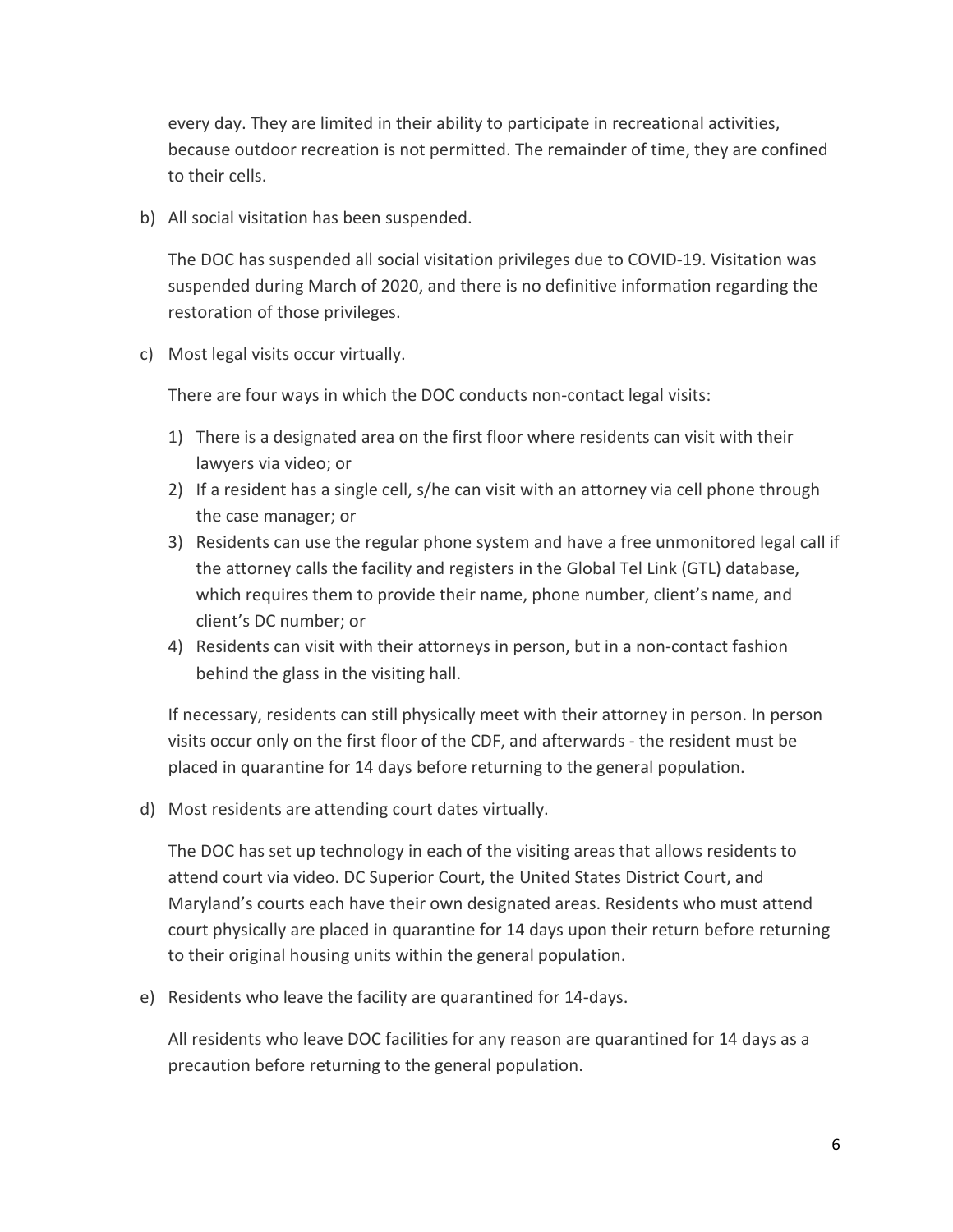every day. They are limited in their ability to participate in recreational activities, because outdoor recreation is not permitted. The remainder of time, they are confined to their cells.

b) All social visitation has been suspended.

   The DOC has suspended all social visitation privileges due to COVID-19. Visitation was suspended during March of 2020, and there is no definitive information regarding the restoration of those privileges.

c) Most legal visits occur virtually.

   There are four ways in which the DOC conducts non-contact legal visits:

   1) There is a designated area on the first floor where residents can visit with their lawyers via video; or
   2) If a resident has a single cell, s/he can visit with an attorney via cell phone through the case manager; or
   3) Residents can use the regular phone system and have a free unmonitored legal call if the attorney calls the facility and registers in the Global Tel Link (GTL) database, which requires them to provide their name, phone number, client's name, and client's DC number; or
   4) Residents can visit with their attorneys in person, but in a non-contact fashion behind the glass in the visiting hall.

   If necessary, residents can still physically meet with their attorney in person. In person visits occur only on the first floor of the CDF, and afterwards - the resident must be placed in quarantine for 14 days before returning to the general population.

d) Most residents are attending court dates virtually.

   The DOC has set up technology in each of the visiting areas that allows residents to attend court via video. DC Superior Court, the United States District Court, and Maryland's courts each have their own designated areas. Residents who must attend court physically are placed in quarantine for 14 days upon their return before returning to their original housing units within the general population.

e) Residents who leave the facility are quarantined for 14-days.

   All residents who leave DOC facilities for any reason are quarantined for 14 days as a precaution before returning to the general population.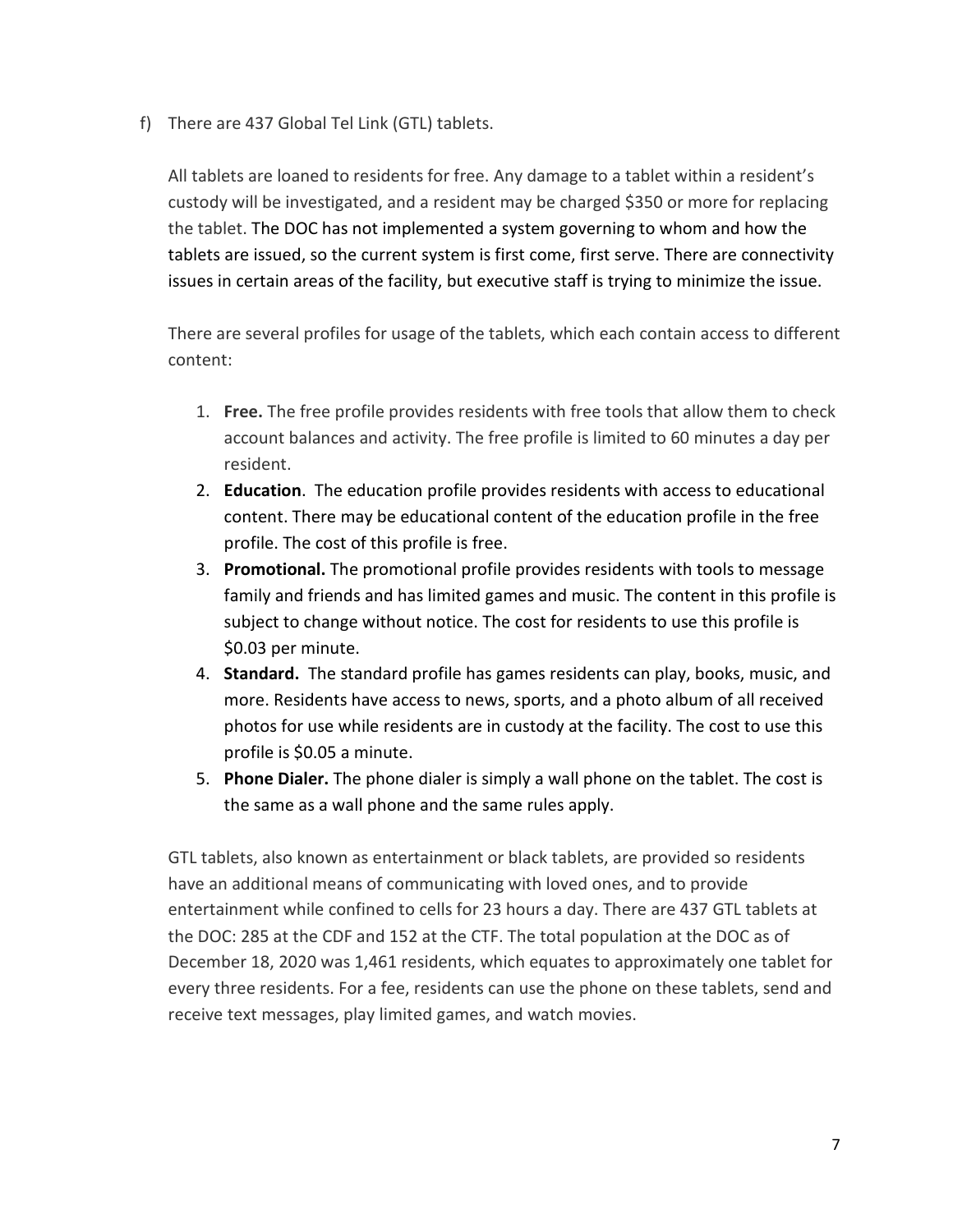f) There are 437 Global Tel Link (GTL) tablets.

All tablets are loaned to residents for free. Any damage to a tablet within a resident's custody will be investigated, and a resident may be charged $350 or more for replacing the tablet. The DOC has not implemented a system governing to whom and how the tablets are issued, so the current system is first come, first serve. There are connectivity issues in certain areas of the facility, but executive staff is trying to minimize the issue.

There are several profiles for usage of the tablets, which each contain access to different content:

1. **Free.** The free profile provides residents with free tools that allow them to check account balances and activity. The free profile is limited to 60 minutes a day per resident.
2. **Education**. The education profile provides residents with access to educational content. There may be educational content of the education profile in the free profile. The cost of this profile is free.
3. **Promotional.** The promotional profile provides residents with tools to message family and friends and has limited games and music. The content in this profile is subject to change without notice. The cost for residents to use this profile is $0.03 per minute.
4. **Standard.** The standard profile has games residents can play, books, music, and more. Residents have access to news, sports, and a photo album of all received photos for use while residents are in custody at the facility. The cost to use this profile is $0.05 a minute.
5. **Phone Dialer.** The phone dialer is simply a wall phone on the tablet. The cost is the same as a wall phone and the same rules apply.

GTL tablets, also known as entertainment or black tablets, are provided so residents have an additional means of communicating with loved ones, and to provide entertainment while confined to cells for 23 hours a day. There are 437 GTL tablets at the DOC: 285 at the CDF and 152 at the CTF. The total population at the DOC as of December 18, 2020 was 1,461 residents, which equates to approximately one tablet for every three residents. For a fee, residents can use the phone on these tablets, send and receive text messages, play limited games, and watch movies.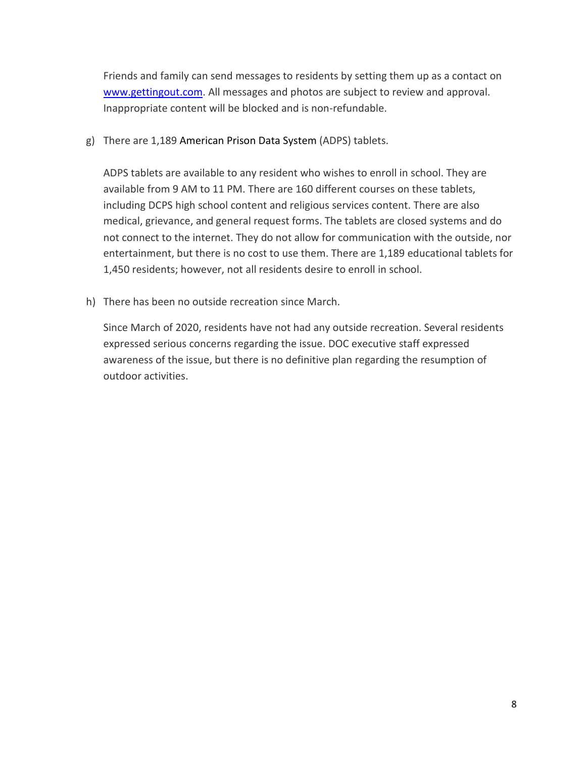Friends and family can send messages to residents by setting them up as a contact on [www.gettingout.com](http://www.gettingout.com). All messages and photos are subject to review and approval. Inappropriate content will be blocked and is non-refundable.

g) There are 1,189 American Prison Data System (ADPS) tablets.

ADPS tablets are available to any resident who wishes to enroll in school. They are available from 9 AM to 11 PM. There are 160 different courses on these tablets, including DCPS high school content and religious services content. There are also medical, grievance, and general request forms. The tablets are closed systems and do not connect to the internet. They do not allow for communication with the outside, nor entertainment, but there is no cost to use them. There are 1,189 educational tablets for 1,450 residents; however, not all residents desire to enroll in school.

h) There has been no outside recreation since March.

Since March of 2020, residents have not had any outside recreation. Several residents expressed serious concerns regarding the issue. DOC executive staff expressed awareness of the issue, but there is no definitive plan regarding the resumption of outdoor activities.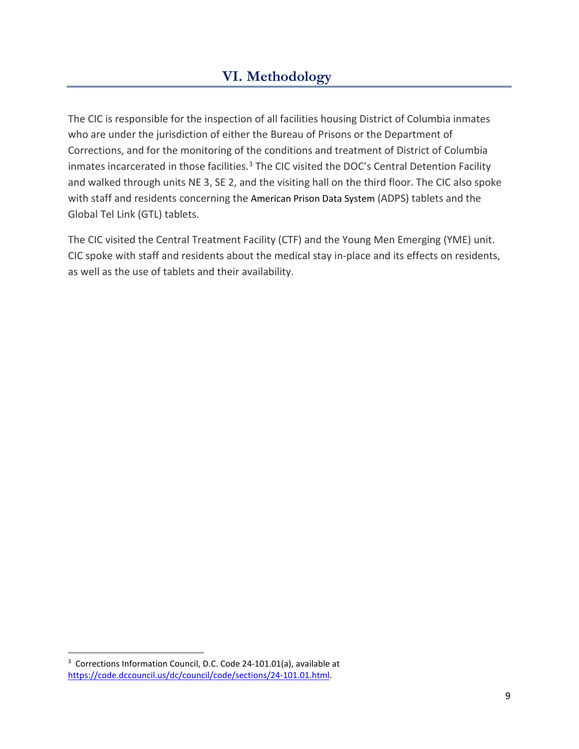# VI. Methodology

The CIC is responsible for the inspection of all facilities housing District of Columbia inmates who are under the jurisdiction of either the Bureau of Prisons or the Department of Corrections, and for the monitoring of the conditions and treatment of District of Columbia inmates incarcerated in those facilities.[3] The CIC visited the DOC's Central Detention Facility and walked through units NE 3, SE 2, and the visiting hall on the third floor. The CIC also spoke with staff and residents concerning the American Prison Data System (ADPS) tablets and the Global Tel Link (GTL) tablets.

The CIC visited the Central Treatment Facility (CTF) and the Young Men Emerging (YME) unit. CIC spoke with staff and residents about the medical stay in-place and its effects on residents, as well as the use of tablets and their availability.

---

[3] Corrections Information Council, D.C. Code 24-101.01(a), available at https://code.dccouncil.us/dc/council/code/sections/24-101.01.html.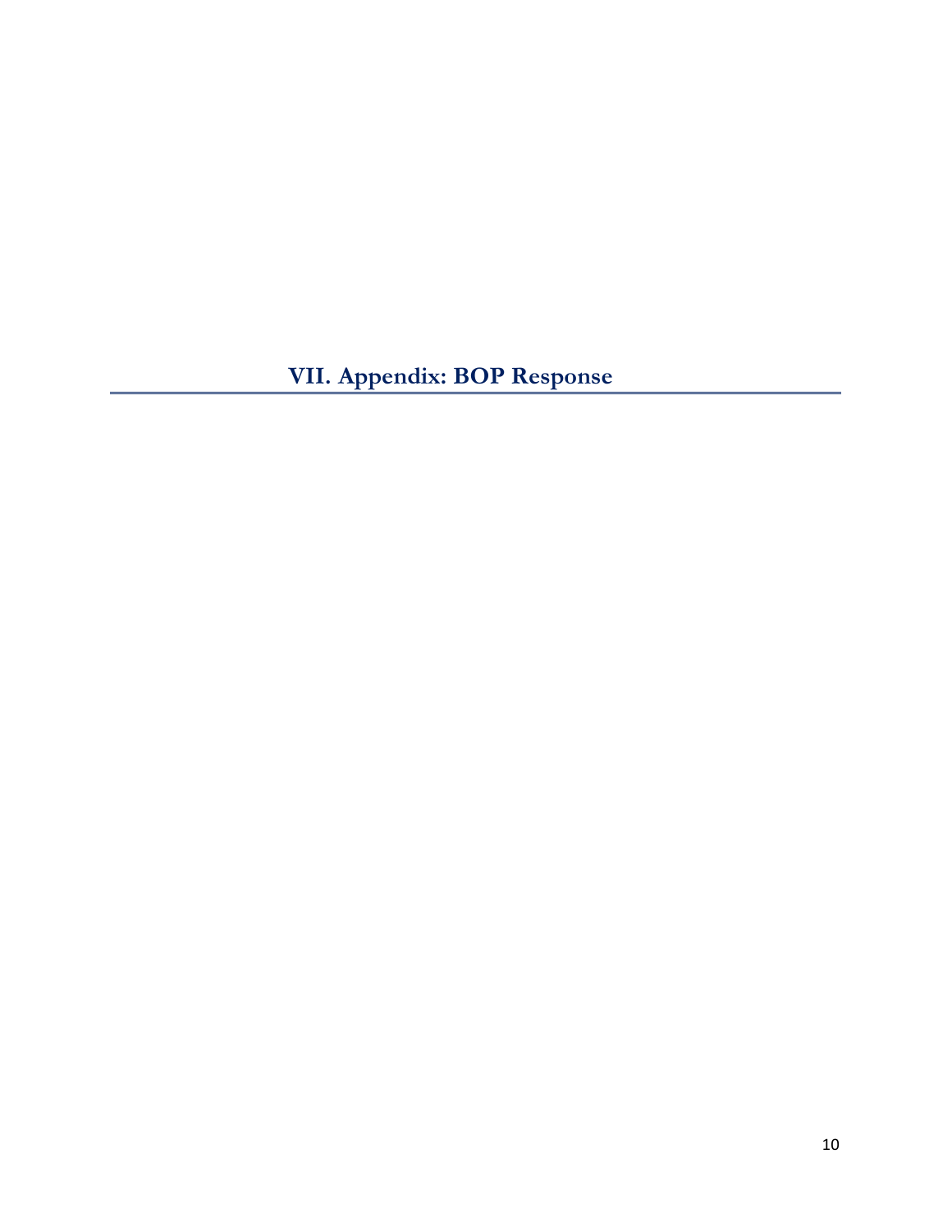## VII. Appendix: BOP Response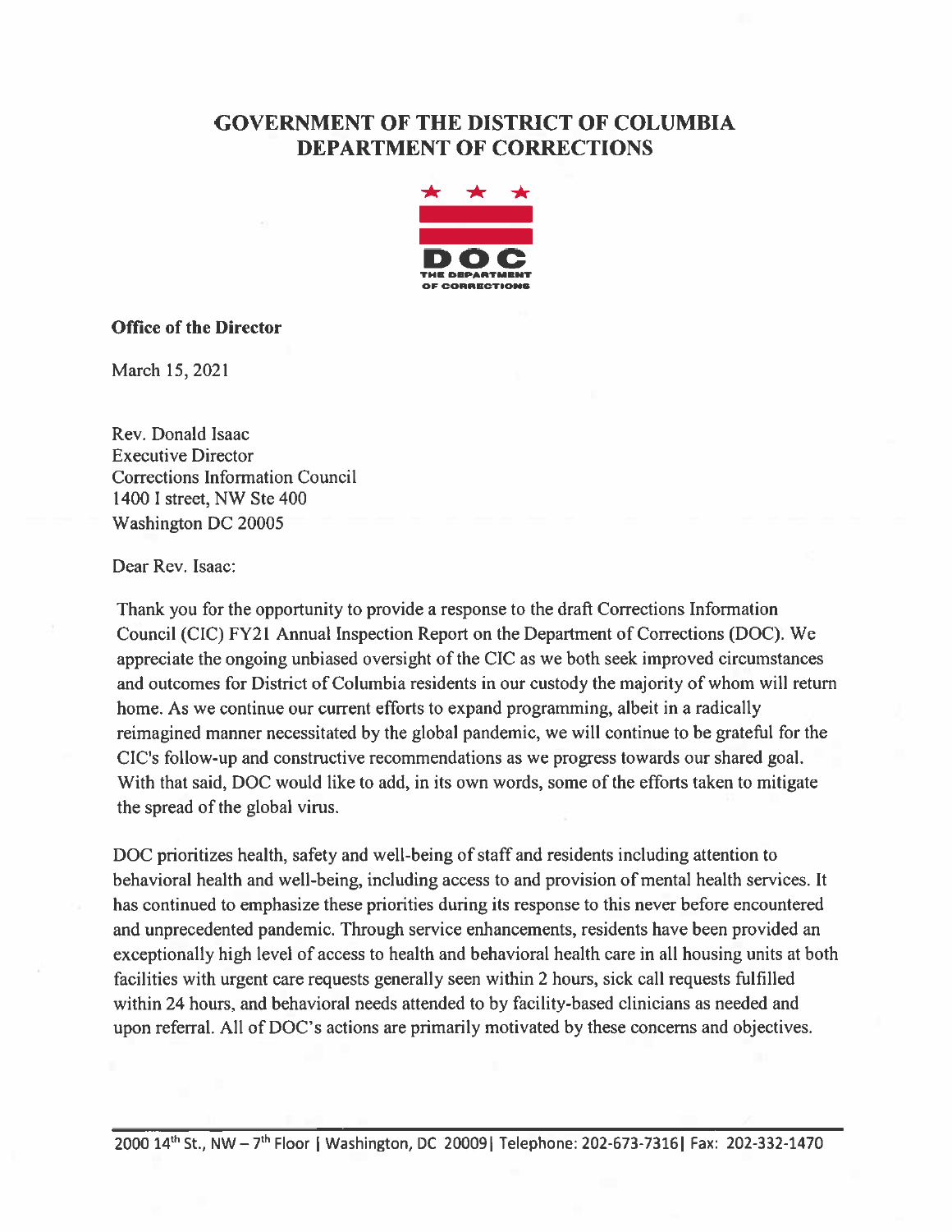# GOVERNMENT OF THE DISTRICT OF COLUMBIA
# DEPARTMENT OF CORRECTIONS

DOC
THE DEPARTMENT OF CORRECTIONS

**Office of the Director**

March 15, 2021

Rev. Donald Isaac
Executive Director
Corrections Information Council
1400 I street, NW Ste 400
Washington DC 20005

Dear Rev. Isaac:

Thank you for the opportunity to provide a response to the draft Corrections Information Council (CIC) FY21 Annual Inspection Report on the Department of Corrections (DOC). We appreciate the ongoing unbiased oversight of the CIC as we both seek improved circumstances and outcomes for District of Columbia residents in our custody the majority of whom will return home. As we continue our current efforts to expand programming, albeit in a radically reimagined manner necessitated by the global pandemic, we will continue to be grateful for the CIC's follow-up and constructive recommendations as we progress towards our shared goal. With that said, DOC would like to add, in its own words, some of the efforts taken to mitigate the spread of the global virus.

DOC prioritizes health, safety and well-being of staff and residents including attention to behavioral health and well-being, including access to and provision of mental health services. It has continued to emphasize these priorities during its response to this never before encountered and unprecedented pandemic. Through service enhancements, residents have been provided an exceptionally high level of access to health and behavioral health care in all housing units at both facilities with urgent care requests generally seen within 2 hours, sick call requests fulfilled within 24 hours, and behavioral needs attended to by facility-based clinicians as needed and upon referral. All of DOC's actions are primarily motivated by these concerns and objectives.

2000 14th St., NW – 7th Floor | Washington, DC 20009| Telephone: 202-673-7316| Fax: 202-332-1470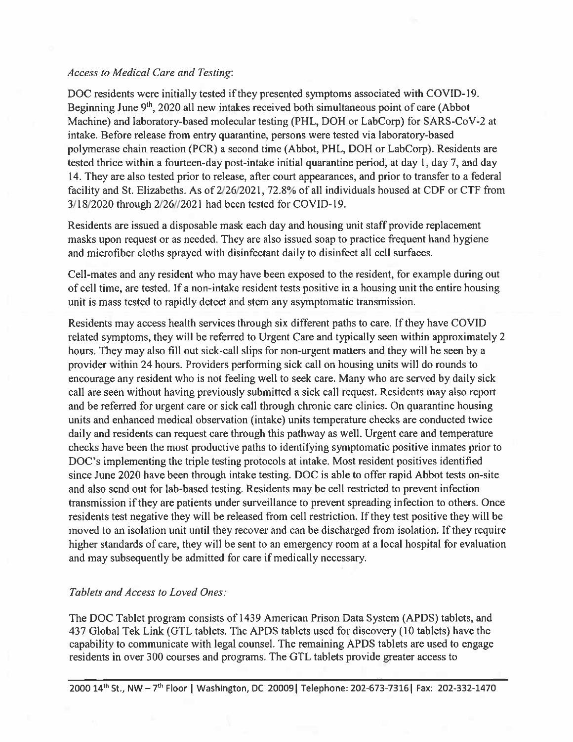*Access to Medical Care and Testing*:

DOC residents were initially tested if they presented symptoms associated with COVID-19. Beginning June 9th, 2020 all new intakes received both simultaneous point of care (Abbot Machine) and laboratory-based molecular testing (PHL, DOH or LabCorp) for SARS-CoV-2 at intake. Before release from entry quarantine, persons were tested via laboratory-based polymerase chain reaction (PCR) a second time (Abbot, PHL, DOH or LabCorp). Residents are tested thrice within a fourteen-day post-intake initial quarantine period, at day 1, day 7, and day 14. They are also tested prior to release, after court appearances, and prior to transfer to a federal facility and St. Elizabeths. As of 2/26/2021, 72.8% of all individuals housed at CDF or CTF from 3/18/2020 through 2/26//2021 had been tested for COVID-19.

Residents are issued a disposable mask each day and housing unit staff provide replacement masks upon request or as needed. They are also issued soap to practice frequent hand hygiene and microfiber cloths sprayed with disinfectant daily to disinfect all cell surfaces.

Cell-mates and any resident who may have been exposed to the resident, for example during out of cell time, are tested. If a non-intake resident tests positive in a housing unit the entire housing unit is mass tested to rapidly detect and stem any asymptomatic transmission.

Residents may access health services through six different paths to care. If they have COVID related symptoms, they will be referred to Urgent Care and typically seen within approximately 2 hours. They may also fill out sick-call slips for non-urgent matters and they will be seen by a provider within 24 hours. Providers performing sick call on housing units will do rounds to encourage any resident who is not feeling well to seek care. Many who are served by daily sick call are seen without having previously submitted a sick call request. Residents may also report and be referred for urgent care or sick call through chronic care clinics. On quarantine housing units and enhanced medical observation (intake) units temperature checks are conducted twice daily and residents can request care through this pathway as well. Urgent care and temperature checks have been the most productive paths to identifying symptomatic positive inmates prior to DOC's implementing the triple testing protocols at intake. Most resident positives identified since June 2020 have been through intake testing. DOC is able to offer rapid Abbot tests on-site and also send out for lab-based testing. Residents may be cell restricted to prevent infection transmission if they are patients under surveillance to prevent spreading infection to others. Once residents test negative they will be released from cell restriction. If they test positive they will be moved to an isolation unit until they recover and can be discharged from isolation. If they require higher standards of care, they will be sent to an emergency room at a local hospital for evaluation and may subsequently be admitted for care if medically necessary.

*Tablets and Access to Loved Ones:*

The DOC Tablet program consists of 1439 American Prison Data System (APDS) tablets, and 437 Global Tek Link (GTL tablets. The APDS tablets used for discovery (10 tablets) have the capability to communicate with legal counsel. The remaining APDS tablets are used to engage residents in over 300 courses and programs. The GTL tablets provide greater access to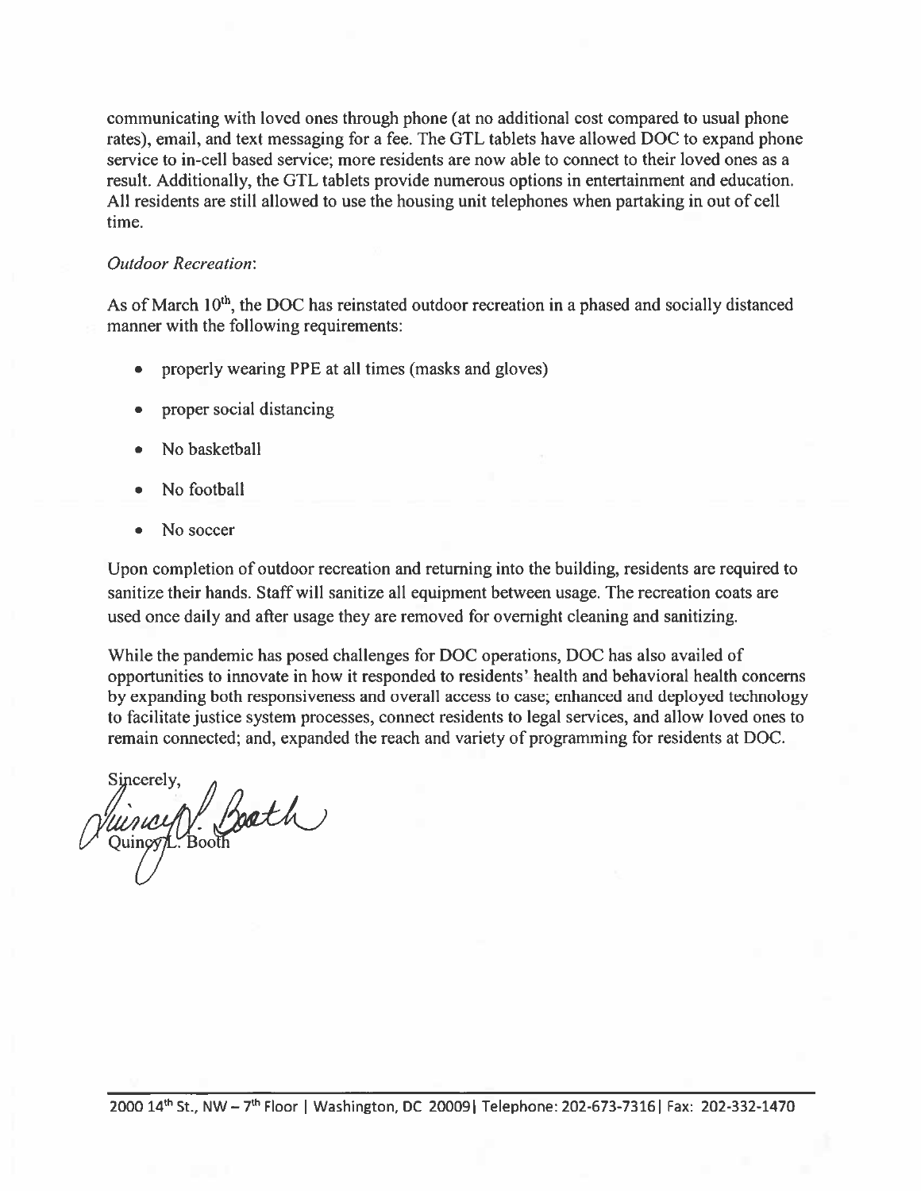communicating with loved ones through phone (at no additional cost compared to usual phone rates), email, and text messaging for a fee. The GTL tablets have allowed DOC to expand phone service to in-cell based service; more residents are now able to connect to their loved ones as a result. Additionally, the GTL tablets provide numerous options in entertainment and education. All residents are still allowed to use the housing unit telephones when partaking in out of cell time.

*Outdoor Recreation*:

As of March 10th, the DOC has reinstated outdoor recreation in a phased and socially distanced manner with the following requirements:

- properly wearing PPE at all times (masks and gloves)
- proper social distancing
- No basketball
- No football
- No soccer

Upon completion of outdoor recreation and returning into the building, residents are required to sanitize their hands. Staff will sanitize all equipment between usage. The recreation coats are used once daily and after usage they are removed for overnight cleaning and sanitizing.

While the pandemic has posed challenges for DOC operations, DOC has also availed of opportunities to innovate in how it responded to residents' health and behavioral health concerns by expanding both responsiveness and overall access to case; enhanced and deployed technology to facilitate justice system processes, connect residents to legal services, and allow loved ones to remain connected; and, expanded the reach and variety of programming for residents at DOC.

Sincerely,

Quincy L. Booth

2000 14th St., NW – 7th Floor | Washington, DC 20009| Telephone: 202-673-7316| Fax: 202-332-1470